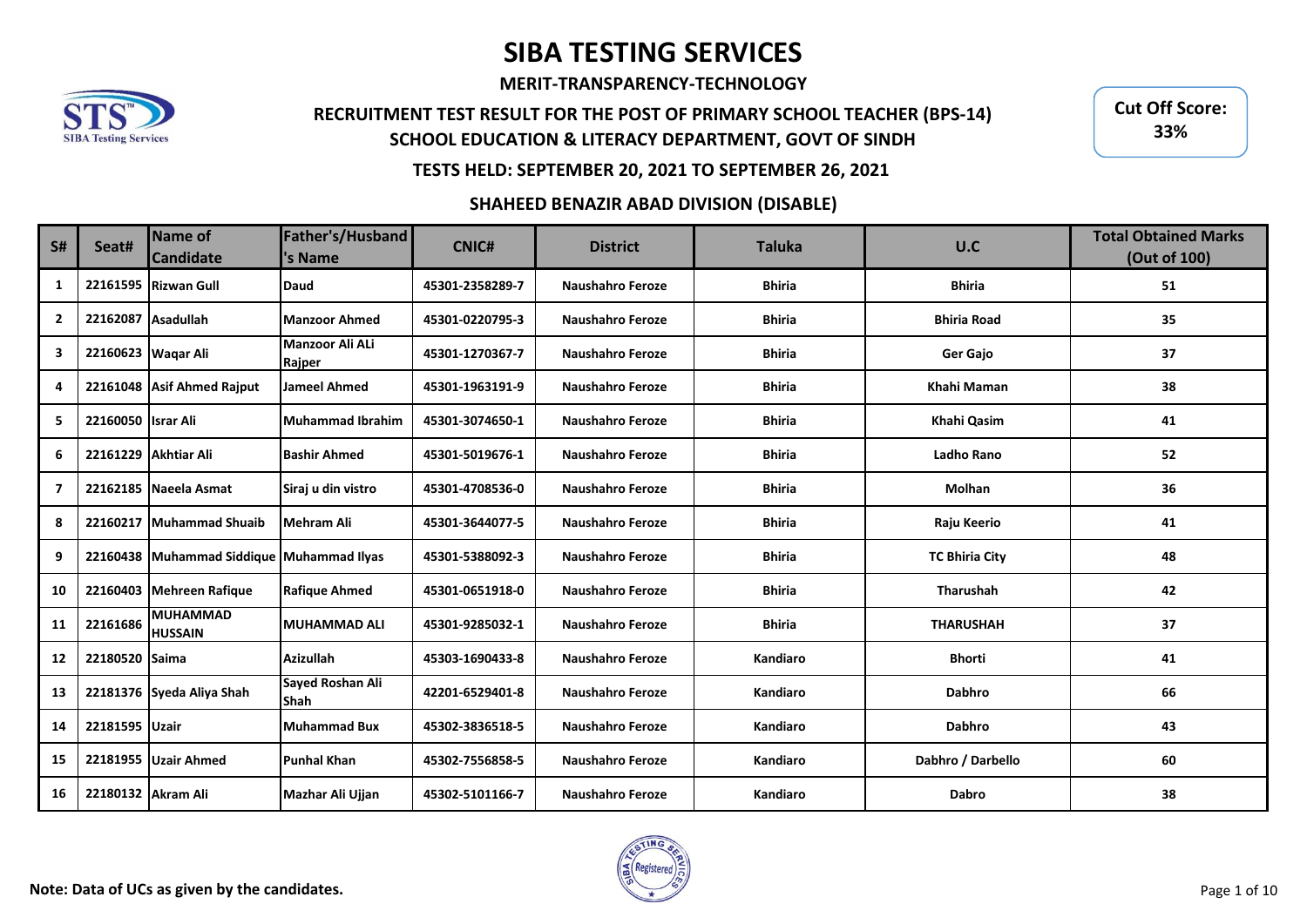# SIBA TESTING SERVICES

**MERIT-TRANSPARENCY-TECHNOLOGY**

**RECRUITMENT TEST RESULT FOR THE POST OF PRIMARY SCHOOL TEACHER (BPS-14)**

**SCHOOL EDUCATION & LITERACY DEPARTMENT, GOVT OF SINDH**

**TESTS HELD: SEPTEMBER 20, 2021 TO SEPTEMBER 26, 2021**

**Cut Off Score: 33%**

## SHAHEED BENAZIR ABAD DIVISION (DISABLE)

| S# | Seat# | Name of Candidate | Father's/Husband's Name | CNIC# | District | Taluka | U.C | Total Obtained Marks (Out of 100) |
|---|---|---|---|---|---|---|---|---|
| 1 | 22161595 | Rizwan Gull | Daud | 45301-2358289-7 | Naushahro Feroze | Bhiria | Bhiria | 51 |
| 2 | 22162087 | Asadullah | Manzoor Ahmed | 45301-0220795-3 | Naushahro Feroze | Bhiria | Bhiria Road | 35 |
| 3 | 22160623 | Waqar Ali | Manzoor Ali ALi Rajper | 45301-1270367-7 | Naushahro Feroze | Bhiria | Ger Gajo | 37 |
| 4 | 22161048 | Asif Ahmed Rajput | Jameel Ahmed | 45301-1963191-9 | Naushahro Feroze | Bhiria | Khahi Maman | 38 |
| 5 | 22160050 | Israr Ali | Muhammad Ibrahim | 45301-3074650-1 | Naushahro Feroze | Bhiria | Khahi Qasim | 41 |
| 6 | 22161229 | Akhtiar Ali | Bashir Ahmed | 45301-5019676-1 | Naushahro Feroze | Bhiria | Ladho Rano | 52 |
| 7 | 22162185 | Naeela Asmat | Siraj u din vistro | 45301-4708536-0 | Naushahro Feroze | Bhiria | Molhan | 36 |
| 8 | 22160217 | Muhammad Shuaib | Mehram Ali | 45301-3644077-5 | Naushahro Feroze | Bhiria | Raju Keerio | 41 |
| 9 | 22160438 | Muhammad Siddique | Muhammad Ilyas | 45301-5388092-3 | Naushahro Feroze | Bhiria | TC Bhiria City | 48 |
| 10 | 22160403 | Mehreen Rafique | Rafique Ahmed | 45301-0651918-0 | Naushahro Feroze | Bhiria | Tharushah | 42 |
| 11 | 22161686 | MUHAMMAD HUSSAIN | MUHAMMAD ALI | 45301-9285032-1 | Naushahro Feroze | Bhiria | THARUSHAH | 37 |
| 12 | 22180520 | Saima | Azizullah | 45303-1690433-8 | Naushahro Feroze | Kandiaro | Bhorti | 41 |
| 13 | 22181376 | Syeda Aliya Shah | Sayed Roshan Ali Shah | 42201-6529401-8 | Naushahro Feroze | Kandiaro | Dabhro | 66 |
| 14 | 22181595 | Uzair | Muhammad Bux | 45302-3836518-5 | Naushahro Feroze | Kandiaro | Dabhro | 43 |
| 15 | 22181955 | Uzair Ahmed | Punhal Khan | 45302-7556858-5 | Naushahro Feroze | Kandiaro | Dabhro / Darbello | 60 |
| 16 | 22180132 | Akram Ali | Mazhar Ali Ujjan | 45302-5101166-7 | Naushahro Feroze | Kandiaro | Dabro | 38 |

**Note: Data of UCs as given by the candidates.**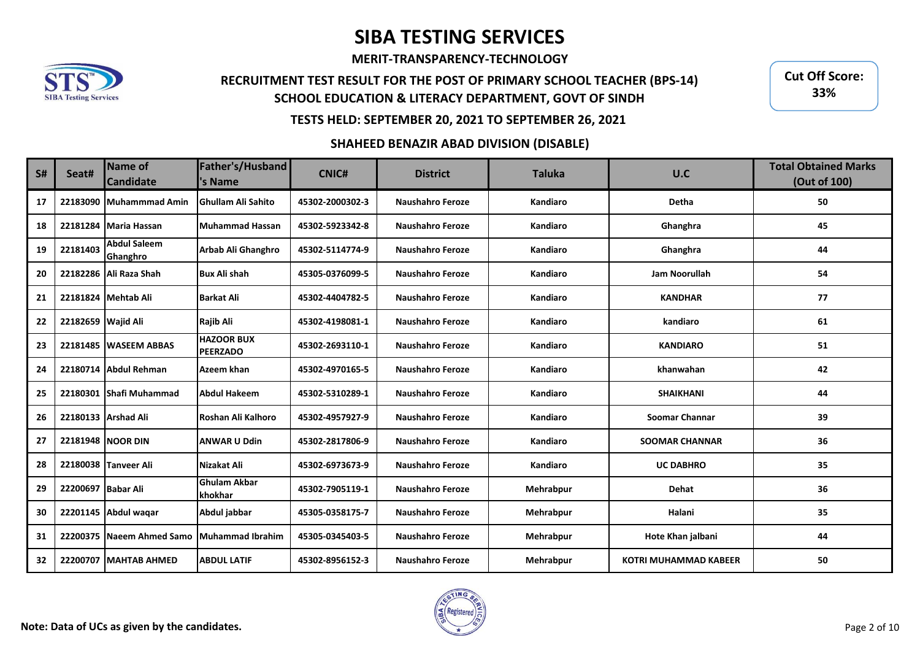# SIBA TESTING SERVICES

**MERIT-TRANSPARENCY-TECHNOLOGY**

**RECRUITMENT TEST RESULT FOR THE POST OF PRIMARY SCHOOL TEACHER (BPS-14)**

**SCHOOL EDUCATION & LITERACY DEPARTMENT, GOVT OF SINDH**

**TESTS HELD: SEPTEMBER 20, 2021 TO SEPTEMBER 26, 2021**

**Cut Off Score: 33%**

**SHAHEED BENAZIR ABAD DIVISION (DISABLE)**

| S# | Seat# | Name of Candidate | Father's/Husband's Name | CNIC# | District | Taluka | U.C | Total Obtained Marks (Out of 100) |
|---|---|---|---|---|---|---|---|---|
| 17 | 22183090 | Muhammmad Amin | Ghullam Ali Sahito | 45302-2000302-3 | Naushahro Feroze | Kandiaro | Detha | 50 |
| 18 | 22181284 | Maria Hassan | Muhammad Hassan | 45302-5923342-8 | Naushahro Feroze | Kandiaro | Ghanghra | 45 |
| 19 | 22181403 | Abdul Saleem Ghanghro | Arbab Ali Ghanghro | 45302-5114774-9 | Naushahro Feroze | Kandiaro | Ghanghra | 44 |
| 20 | 22182286 | Ali Raza Shah | Bux Ali shah | 45305-0376099-5 | Naushahro Feroze | Kandiaro | Jam Noorullah | 54 |
| 21 | 22181824 | Mehtab Ali | Barkat Ali | 45302-4404782-5 | Naushahro Feroze | Kandiaro | KANDHAR | 77 |
| 22 | 22182659 | Wajid Ali | Rajib Ali | 45302-4198081-1 | Naushahro Feroze | Kandiaro | kandiaro | 61 |
| 23 | 22181485 | WASEEM ABBAS | HAZOOR BUX PEERZADO | 45302-2693110-1 | Naushahro Feroze | Kandiaro | KANDIARO | 51 |
| 24 | 22180714 | Abdul Rehman | Azeem khan | 45302-4970165-5 | Naushahro Feroze | Kandiaro | khanwahan | 42 |
| 25 | 22180301 | Shafi Muhammad | Abdul Hakeem | 45302-5310289-1 | Naushahro Feroze | Kandiaro | SHAIKHANI | 44 |
| 26 | 22180133 | Arshad Ali | Roshan Ali Kalhoro | 45302-4957927-9 | Naushahro Feroze | Kandiaro | Soomar Channar | 39 |
| 27 | 22181948 | NOOR DIN | ANWAR U Ddin | 45302-2817806-9 | Naushahro Feroze | Kandiaro | SOOMAR CHANNAR | 36 |
| 28 | 22180038 | Tanveer Ali | Nizakat Ali | 45302-6973673-9 | Naushahro Feroze | Kandiaro | UC DABHRO | 35 |
| 29 | 22200697 | Babar Ali | Ghulam Akbar khokhar | 45302-7905119-1 | Naushahro Feroze | Mehrabpur | Dehat | 36 |
| 30 | 22201145 | Abdul waqar | Abdul jabbar | 45305-0358175-7 | Naushahro Feroze | Mehrabpur | Halani | 35 |
| 31 | 22200375 | Naeem Ahmed Samo | Muhammad Ibrahim | 45305-0345403-5 | Naushahro Feroze | Mehrabpur | Hote Khan jalbani | 44 |
| 32 | 22200707 | MAHTAB AHMED | ABDUL LATIF | 45302-8956152-3 | Naushahro Feroze | Mehrabpur | KOTRI MUHAMMAD KABEER | 50 |

**Note: Data of UCs as given by the candidates.**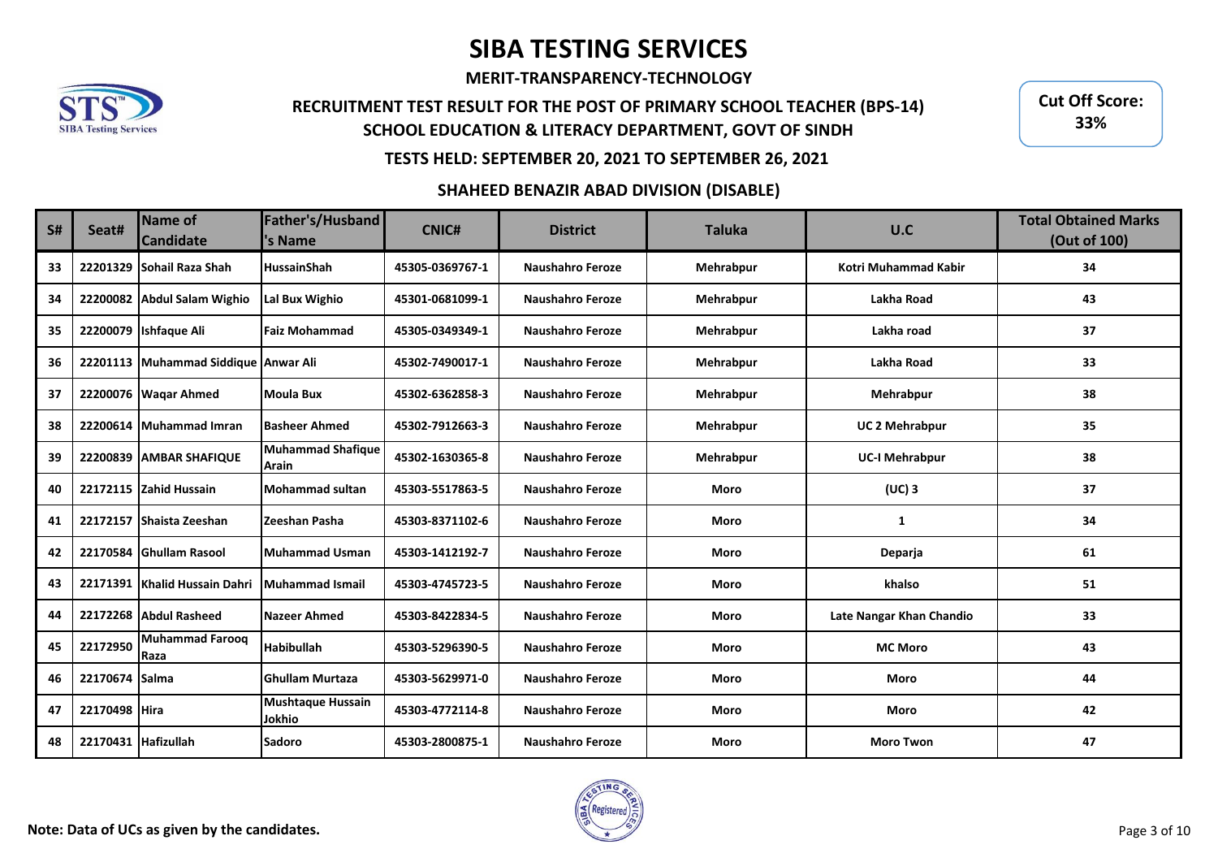# SIBA TESTING SERVICES

**MERIT-TRANSPARENCY-TECHNOLOGY**

**RECRUITMENT TEST RESULT FOR THE POST OF PRIMARY SCHOOL TEACHER (BPS-14)**

**SCHOOL EDUCATION & LITERACY DEPARTMENT, GOVT OF SINDH**

**TESTS HELD: SEPTEMBER 20, 2021 TO SEPTEMBER 26, 2021**

**Cut Off Score: 33%**

## SHAHEED BENAZIR ABAD DIVISION (DISABLE)

| S# | Seat# | Name of Candidate | Father's/Husband's Name | CNIC# | District | Taluka | U.C | Total Obtained Marks (Out of 100) |
|---|---|---|---|---|---|---|---|---|
| 33 | 22201329 | Sohail Raza Shah | HussainShah | 45305-0369767-1 | Naushahro Feroze | Mehrabpur | Kotri Muhammad Kabir | 34 |
| 34 | 22200082 | Abdul Salam Wighio | Lal Bux Wighio | 45301-0681099-1 | Naushahro Feroze | Mehrabpur | Lakha Road | 43 |
| 35 | 22200079 | Ishfaque Ali | Faiz Mohammad | 45305-0349349-1 | Naushahro Feroze | Mehrabpur | Lakha road | 37 |
| 36 | 22201113 | Muhammad Siddique | Anwar Ali | 45302-7490017-1 | Naushahro Feroze | Mehrabpur | Lakha Road | 33 |
| 37 | 22200076 | Waqar Ahmed | Moula Bux | 45302-6362858-3 | Naushahro Feroze | Mehrabpur | Mehrabpur | 38 |
| 38 | 22200614 | Muhammad Imran | Basheer Ahmed | 45302-7912663-3 | Naushahro Feroze | Mehrabpur | UC 2 Mehrabpur | 35 |
| 39 | 22200839 | AMBAR SHAFIQUE | Muhammad Shafique Arain | 45302-1630365-8 | Naushahro Feroze | Mehrabpur | UC-I Mehrabpur | 38 |
| 40 | 22172115 | Zahid Hussain | Mohammad sultan | 45303-5517863-5 | Naushahro Feroze | Moro | (UC) 3 | 37 |
| 41 | 22172157 | Shaista Zeeshan | Zeeshan Pasha | 45303-8371102-6 | Naushahro Feroze | Moro | 1 | 34 |
| 42 | 22170584 | Ghullam Rasool | Muhammad Usman | 45303-1412192-7 | Naushahro Feroze | Moro | Deparja | 61 |
| 43 | 22171391 | Khalid Hussain Dahri | Muhammad Ismail | 45303-4745723-5 | Naushahro Feroze | Moro | khalso | 51 |
| 44 | 22172268 | Abdul Rasheed | Nazeer Ahmed | 45303-8422834-5 | Naushahro Feroze | Moro | Late Nangar Khan Chandio | 33 |
| 45 | 22172950 | Muhammad Farooq Raza | Habibullah | 45303-5296390-5 | Naushahro Feroze | Moro | MC Moro | 43 |
| 46 | 22170674 | Salma | Ghullam Murtaza | 45303-5629971-0 | Naushahro Feroze | Moro | Moro | 44 |
| 47 | 22170498 | Hira | Mushtaque Hussain Jokhio | 45303-4772114-8 | Naushahro Feroze | Moro | Moro | 42 |
| 48 | 22170431 | Hafizullah | Sadoro | 45303-2800875-1 | Naushahro Feroze | Moro | Moro Twon | 47 |

**Note: Data of UCs as given by the candidates.**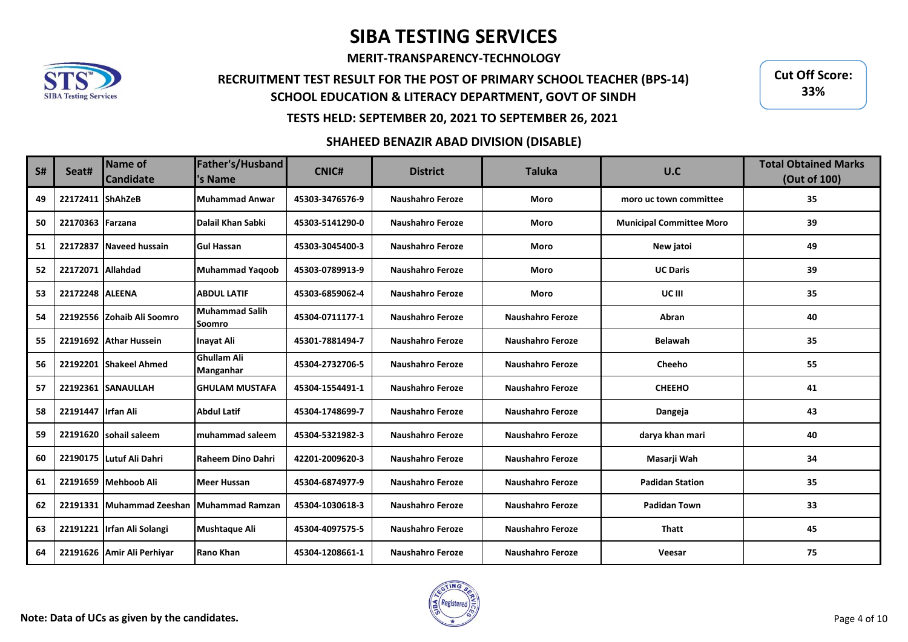# SIBA TESTING SERVICES

**MERIT-TRANSPARENCY-TECHNOLOGY**

**RECRUITMENT TEST RESULT FOR THE POST OF PRIMARY SCHOOL TEACHER (BPS-14)**

**SCHOOL EDUCATION & LITERACY DEPARTMENT, GOVT OF SINDH**

**Cut Off Score: 33%**

**TESTS HELD: SEPTEMBER 20, 2021 TO SEPTEMBER 26, 2021**

**SHAHEED BENAZIR ABAD DIVISION (DISABLE)**

| S# | Seat# | Name of Candidate | Father's/Husband's Name | CNIC# | District | Taluka | U.C | Total Obtained Marks (Out of 100) |
|---|---|---|---|---|---|---|---|---|
| 49 | 22172411 | ShAhZeB | Muhammad Anwar | 45303-3476576-9 | Naushahro Feroze | Moro | moro uc town committee | 35 |
| 50 | 22170363 | Farzana | Dalail Khan Sabki | 45303-5141290-0 | Naushahro Feroze | Moro | Municipal Committee Moro | 39 |
| 51 | 22172837 | Naveed hussain | Gul Hassan | 45303-3045400-3 | Naushahro Feroze | Moro | New jatoi | 49 |
| 52 | 22172071 | Allahdad | Muhammad Yaqoob | 45303-0789913-9 | Naushahro Feroze | Moro | UC Daris | 39 |
| 53 | 22172248 | ALEENA | ABDUL LATIF | 45303-6859062-4 | Naushahro Feroze | Moro | UC III | 35 |
| 54 | 22192556 | Zohaib Ali Soomro | Muhammad Salih Soomro | 45304-0711177-1 | Naushahro Feroze | Naushahro Feroze | Abran | 40 |
| 55 | 22191692 | Athar Hussein | Inayat Ali | 45301-7881494-7 | Naushahro Feroze | Naushahro Feroze | Belawah | 35 |
| 56 | 22192201 | Shakeel Ahmed | Ghullam Ali Manganhar | 45304-2732706-5 | Naushahro Feroze | Naushahro Feroze | Cheeho | 55 |
| 57 | 22192361 | SANAULLAH | GHULAM MUSTAFA | 45304-1554491-1 | Naushahro Feroze | Naushahro Feroze | CHEEHO | 41 |
| 58 | 22191447 | Irfan Ali | Abdul Latif | 45304-1748699-7 | Naushahro Feroze | Naushahro Feroze | Dangeja | 43 |
| 59 | 22191620 | sohail saleem | muhammad saleem | 45304-5321982-3 | Naushahro Feroze | Naushahro Feroze | darya khan mari | 40 |
| 60 | 22190175 | Lutuf Ali Dahri | Raheem Dino Dahri | 42201-2009620-3 | Naushahro Feroze | Naushahro Feroze | Masarji Wah | 34 |
| 61 | 22191659 | Mehboob Ali | Meer Hussan | 45304-6874977-9 | Naushahro Feroze | Naushahro Feroze | Padidan Station | 35 |
| 62 | 22191331 | Muhammad Zeeshan | Muhammad Ramzan | 45304-1030618-3 | Naushahro Feroze | Naushahro Feroze | Padidan Town | 33 |
| 63 | 22191221 | Irfan Ali Solangi | Mushtaque Ali | 45304-4097575-5 | Naushahro Feroze | Naushahro Feroze | Thatt | 45 |
| 64 | 22191626 | Amir Ali Perhiyar | Rano Khan | 45304-1208661-1 | Naushahro Feroze | Naushahro Feroze | Veesar | 75 |

**Note: Data of UCs as given by the candidates.**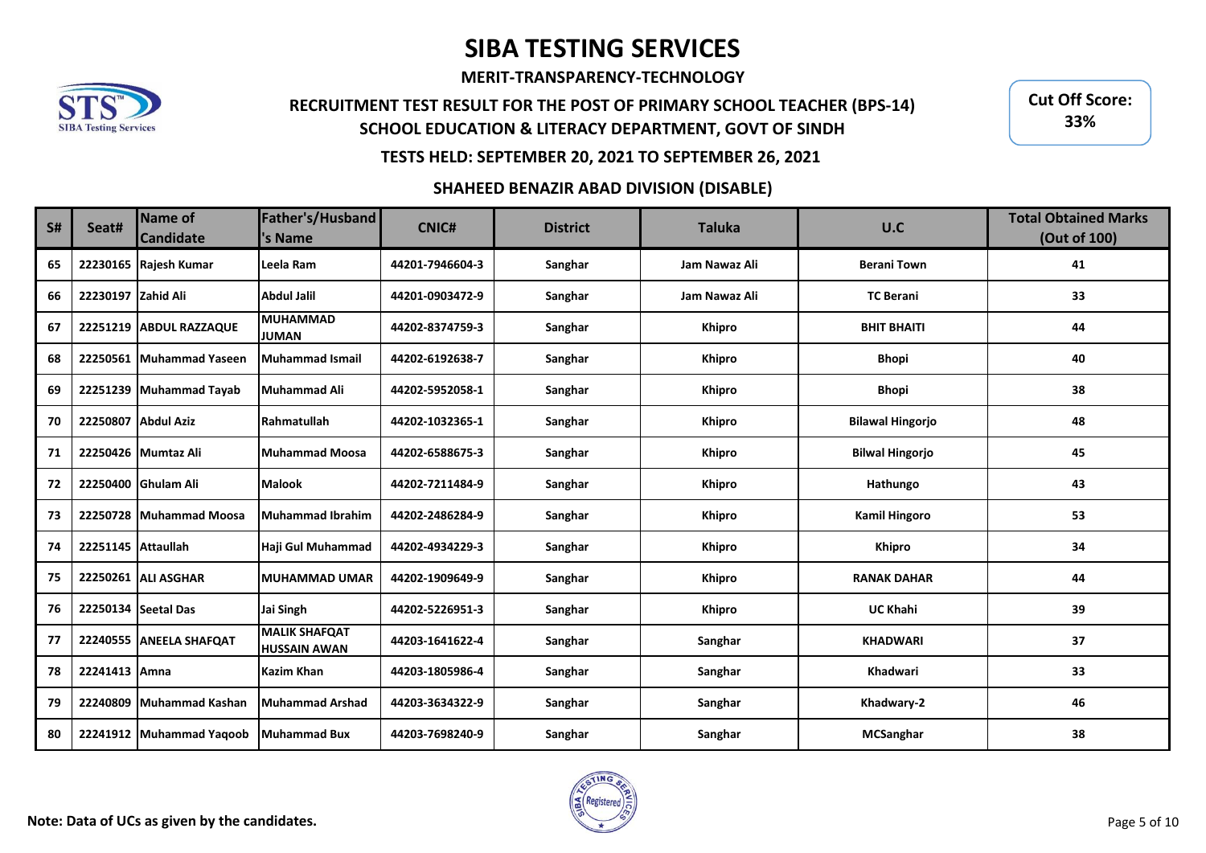# SIBA TESTING SERVICES

**MERIT-TRANSPARENCY-TECHNOLOGY**

**RECRUITMENT TEST RESULT FOR THE POST OF PRIMARY SCHOOL TEACHER (BPS-14)**
**SCHOOL EDUCATION & LITERACY DEPARTMENT, GOVT OF SINDH**

**Cut Off Score: 33%**

**TESTS HELD: SEPTEMBER 20, 2021 TO SEPTEMBER 26, 2021**

**SHAHEED BENAZIR ABAD DIVISION (DISABLE)**

| S# | Seat# | Name of Candidate | Father's/Husband's Name | CNIC# | District | Taluka | U.C | Total Obtained Marks (Out of 100) |
|---|---|---|---|---|---|---|---|---|
| 65 | 22230165 | Rajesh Kumar | Leela Ram | 44201-7946604-3 | Sanghar | Jam Nawaz Ali | Berani Town | 41 |
| 66 | 22230197 | Zahid Ali | Abdul Jalil | 44201-0903472-9 | Sanghar | Jam Nawaz Ali | TC Berani | 33 |
| 67 | 22251219 | ABDUL RAZZAQUE | MUHAMMAD JUMAN | 44202-8374759-3 | Sanghar | Khipro | BHIT BHAITI | 44 |
| 68 | 22250561 | Muhammad Yaseen | Muhammad Ismail | 44202-6192638-7 | Sanghar | Khipro | Bhopi | 40 |
| 69 | 22251239 | Muhammad Tayab | Muhammad Ali | 44202-5952058-1 | Sanghar | Khipro | Bhopi | 38 |
| 70 | 22250807 | Abdul Aziz | Rahmatullah | 44202-1032365-1 | Sanghar | Khipro | Bilawal Hingorjo | 48 |
| 71 | 22250426 | Mumtaz Ali | Muhammad Moosa | 44202-6588675-3 | Sanghar | Khipro | Bilwal Hingorjo | 45 |
| 72 | 22250400 | Ghulam Ali | Malook | 44202-7211484-9 | Sanghar | Khipro | Hathungo | 43 |
| 73 | 22250728 | Muhammad Moosa | Muhammad Ibrahim | 44202-2486284-9 | Sanghar | Khipro | Kamil Hingoro | 53 |
| 74 | 22251145 | Attaullah | Haji Gul Muhammad | 44202-4934229-3 | Sanghar | Khipro | Khipro | 34 |
| 75 | 22250261 | ALI ASGHAR | MUHAMMAD UMAR | 44202-1909649-9 | Sanghar | Khipro | RANAK DAHAR | 44 |
| 76 | 22250134 | Seetal Das | Jai Singh | 44202-5226951-3 | Sanghar | Khipro | UC Khahi | 39 |
| 77 | 22240555 | ANEELA SHAFQAT | MALIK SHAFQAT HUSSAIN AWAN | 44203-1641622-4 | Sanghar | Sanghar | KHADWARI | 37 |
| 78 | 22241413 | Amna | Kazim Khan | 44203-1805986-4 | Sanghar | Sanghar | Khadwari | 33 |
| 79 | 22240809 | Muhammad Kashan | Muhammad Arshad | 44203-3634322-9 | Sanghar | Sanghar | Khadwary-2 | 46 |
| 80 | 22241912 | Muhammad Yaqoob | Muhammad Bux | 44203-7698240-9 | Sanghar | Sanghar | MCSanghar | 38 |

**Note: Data of UCs as given by the candidates.**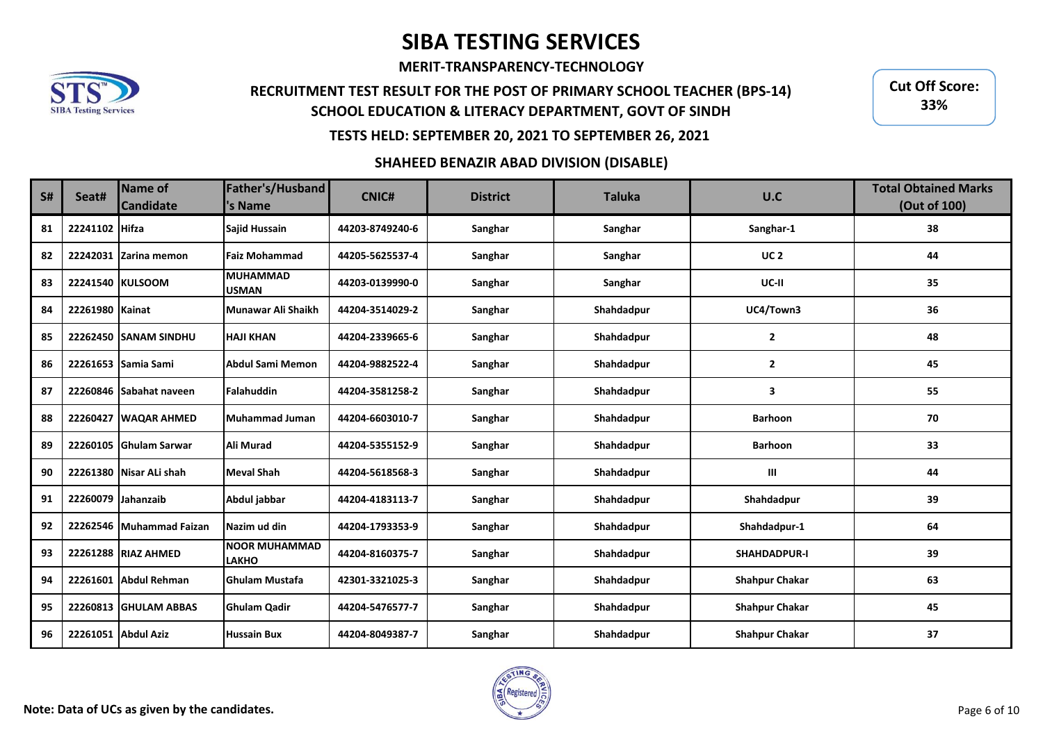# SIBA TESTING SERVICES

**MERIT-TRANSPARENCY-TECHNOLOGY**

**RECRUITMENT TEST RESULT FOR THE POST OF PRIMARY SCHOOL TEACHER (BPS-14)**

**SCHOOL EDUCATION & LITERACY DEPARTMENT, GOVT OF SINDH**

**Cut Off Score: 33%**

**TESTS HELD: SEPTEMBER 20, 2021 TO SEPTEMBER 26, 2021**

## SHAHEED BENAZIR ABAD DIVISION (DISABLE)

| S# | Seat# | Name of Candidate | Father's/Husband's Name | CNIC# | District | Taluka | U.C | Total Obtained Marks (Out of 100) |
|---|---|---|---|---|---|---|---|---|
| 81 | 22241102 | Hifza | Sajid Hussain | 44203-8749240-6 | Sanghar | Sanghar | Sanghar-1 | 38 |
| 82 | 22242031 | Zarina memon | Faiz Mohammad | 44205-5625537-4 | Sanghar | Sanghar | UC 2 | 44 |
| 83 | 22241540 | KULSOOM | MUHAMMAD USMAN | 44203-0139990-0 | Sanghar | Sanghar | UC-II | 35 |
| 84 | 22261980 | Kainat | Munawar Ali Shaikh | 44204-3514029-2 | Sanghar | Shahdadpur | UC4/Town3 | 36 |
| 85 | 22262450 | SANAM SINDHU | HAJI KHAN | 44204-2339665-6 | Sanghar | Shahdadpur | 2 | 48 |
| 86 | 22261653 | Samia Sami | Abdul Sami Memon | 44204-9882522-4 | Sanghar | Shahdadpur | 2 | 45 |
| 87 | 22260846 | Sabahat naveen | Falahuddin | 44204-3581258-2 | Sanghar | Shahdadpur | 3 | 55 |
| 88 | 22260427 | WAQAR AHMED | Muhammad Juman | 44204-6603010-7 | Sanghar | Shahdadpur | Barhoon | 70 |
| 89 | 22260105 | Ghulam Sarwar | Ali Murad | 44204-5355152-9 | Sanghar | Shahdadpur | Barhoon | 33 |
| 90 | 22261380 | Nisar ALi shah | Meval Shah | 44204-5618568-3 | Sanghar | Shahdadpur | III | 44 |
| 91 | 22260079 | Jahanzaib | Abdul jabbar | 44204-4183113-7 | Sanghar | Shahdadpur | Shahdadpur | 39 |
| 92 | 22262546 | Muhammad Faizan | Nazim ud din | 44204-1793353-9 | Sanghar | Shahdadpur | Shahdadpur-1 | 64 |
| 93 | 22261288 | RIAZ AHMED | NOOR MUHAMMAD LAKHO | 44204-8160375-7 | Sanghar | Shahdadpur | SHAHDADPUR-I | 39 |
| 94 | 22261601 | Abdul Rehman | Ghulam Mustafa | 42301-3321025-3 | Sanghar | Shahdadpur | Shahpur Chakar | 63 |
| 95 | 22260813 | GHULAM ABBAS | Ghulam Qadir | 44204-5476577-7 | Sanghar | Shahdadpur | Shahpur Chakar | 45 |
| 96 | 22261051 | Abdul Aziz | Hussain Bux | 44204-8049387-7 | Sanghar | Shahdadpur | Shahpur Chakar | 37 |

**Note: Data of UCs as given by the candidates.**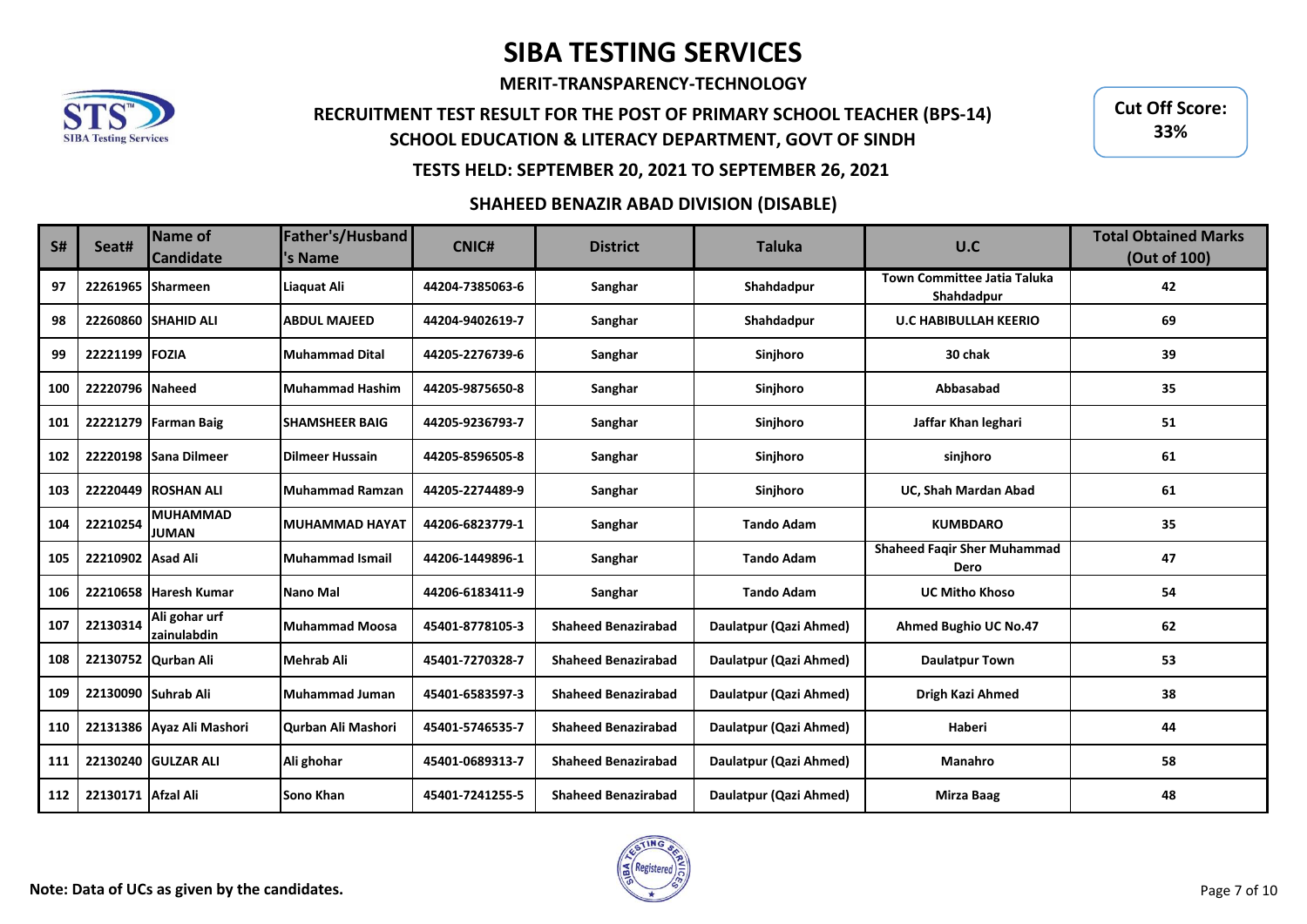# SIBA TESTING SERVICES

**MERIT-TRANSPARENCY-TECHNOLOGY**

## RECRUITMENT TEST RESULT FOR THE POST OF PRIMARY SCHOOL TEACHER (BPS-14)

## SCHOOL EDUCATION & LITERACY DEPARTMENT, GOVT OF SINDH

**Cut Off Score: 33%**

### TESTS HELD: SEPTEMBER 20, 2021 TO SEPTEMBER 26, 2021

### SHAHEED BENAZIR ABAD DIVISION (DISABLE)

| S# | Seat# | Name of Candidate | Father's/Husband's Name | CNIC# | District | Taluka | U.C | Total Obtained Marks (Out of 100) |
|---|---|---|---|---|---|---|---|---|
| 97 | 22261965 | Sharmeen | Liaquat Ali | 44204-7385063-6 | Sanghar | Shahdadpur | Town Committee Jatia Taluka Shahdadpur | 42 |
| 98 | 22260860 | SHAHID ALI | ABDUL MAJEED | 44204-9402619-7 | Sanghar | Shahdadpur | U.C HABIBULLAH KEERIO | 69 |
| 99 | 22221199 | FOZIA | Muhammad Dital | 44205-2276739-6 | Sanghar | Sinjhoro | 30 chak | 39 |
| 100 | 22220796 | Naheed | Muhammad Hashim | 44205-9875650-8 | Sanghar | Sinjhoro | Abbasabad | 35 |
| 101 | 22221279 | Farman Baig | SHAMSHEER BAIG | 44205-9236793-7 | Sanghar | Sinjhoro | Jaffar Khan leghari | 51 |
| 102 | 22220198 | Sana Dilmeer | Dilmeer Hussain | 44205-8596505-8 | Sanghar | Sinjhoro | sinjhoro | 61 |
| 103 | 22220449 | ROSHAN ALI | Muhammad Ramzan | 44205-2274489-9 | Sanghar | Sinjhoro | UC, Shah Mardan Abad | 61 |
| 104 | 22210254 | MUHAMMAD JUMAN | MUHAMMAD HAYAT | 44206-6823779-1 | Sanghar | Tando Adam | KUMBDARO | 35 |
| 105 | 22210902 | Asad Ali | Muhammad Ismail | 44206-1449896-1 | Sanghar | Tando Adam | Shaheed Faqir Sher Muhammad Dero | 47 |
| 106 | 22210658 | Haresh Kumar | Nano Mal | 44206-6183411-9 | Sanghar | Tando Adam | UC Mitho Khoso | 54 |
| 107 | 22130314 | Ali gohar urf zainulabdin | Muhammad Moosa | 45401-8778105-3 | Shaheed Benazirabad | Daulatpur (Qazi Ahmed) | Ahmed Bughio UC No.47 | 62 |
| 108 | 22130752 | Qurban Ali | Mehrab Ali | 45401-7270328-7 | Shaheed Benazirabad | Daulatpur (Qazi Ahmed) | Daulatpur Town | 53 |
| 109 | 22130090 | Suhrab Ali | Muhammad Juman | 45401-6583597-3 | Shaheed Benazirabad | Daulatpur (Qazi Ahmed) | Drigh Kazi Ahmed | 38 |
| 110 | 22131386 | Ayaz Ali Mashori | Qurban Ali Mashori | 45401-5746535-7 | Shaheed Benazirabad | Daulatpur (Qazi Ahmed) | Haberi | 44 |
| 111 | 22130240 | GULZAR ALI | Ali ghohar | 45401-0689313-7 | Shaheed Benazirabad | Daulatpur (Qazi Ahmed) | Manahro | 58 |
| 112 | 22130171 | Afzal Ali | Sono Khan | 45401-7241255-5 | Shaheed Benazirabad | Daulatpur (Qazi Ahmed) | Mirza Baag | 48 |

**Note: Data of UCs as given by the candidates.**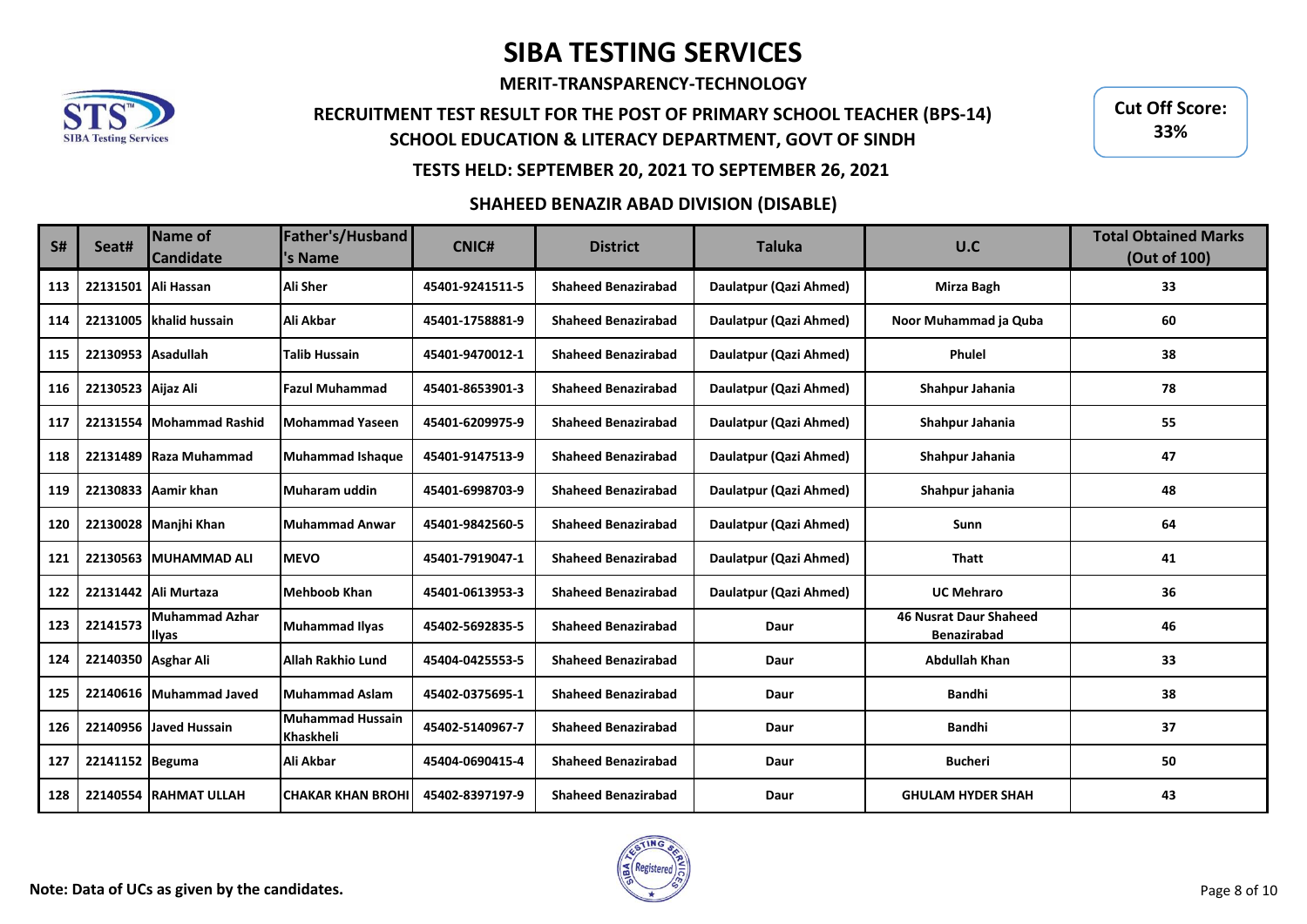# SIBA TESTING SERVICES

**MERIT-TRANSPARENCY-TECHNOLOGY**

**RECRUITMENT TEST RESULT FOR THE POST OF PRIMARY SCHOOL TEACHER (BPS-14)**

**SCHOOL EDUCATION & LITERACY DEPARTMENT, GOVT OF SINDH**

**TESTS HELD: SEPTEMBER 20, 2021 TO SEPTEMBER 26, 2021**

**Cut Off Score: 33%**

## SHAHEED BENAZIR ABAD DIVISION (DISABLE)

| S# | Seat# | Name of Candidate | Father's/Husband's Name | CNIC# | District | Taluka | U.C | Total Obtained Marks (Out of 100) |
|---|---|---|---|---|---|---|---|---|
| 113 | 22131501 | Ali Hassan | Ali Sher | 45401-9241511-5 | Shaheed Benazirabad | Daulatpur (Qazi Ahmed) | Mirza Bagh | 33 |
| 114 | 22131005 | khalid hussain | Ali Akbar | 45401-1758881-9 | Shaheed Benazirabad | Daulatpur (Qazi Ahmed) | Noor Muhammad ja Quba | 60 |
| 115 | 22130953 | Asadullah | Talib Hussain | 45401-9470012-1 | Shaheed Benazirabad | Daulatpur (Qazi Ahmed) | Phulel | 38 |
| 116 | 22130523 | Aijaz Ali | Fazul Muhammad | 45401-8653901-3 | Shaheed Benazirabad | Daulatpur (Qazi Ahmed) | Shahpur Jahania | 78 |
| 117 | 22131554 | Mohammad Rashid | Mohammad Yaseen | 45401-6209975-9 | Shaheed Benazirabad | Daulatpur (Qazi Ahmed) | Shahpur Jahania | 55 |
| 118 | 22131489 | Raza Muhammad | Muhammad Ishaque | 45401-9147513-9 | Shaheed Benazirabad | Daulatpur (Qazi Ahmed) | Shahpur Jahania | 47 |
| 119 | 22130833 | Aamir khan | Muharam uddin | 45401-6998703-9 | Shaheed Benazirabad | Daulatpur (Qazi Ahmed) | Shahpur jahania | 48 |
| 120 | 22130028 | Manjhi Khan | Muhammad Anwar | 45401-9842560-5 | Shaheed Benazirabad | Daulatpur (Qazi Ahmed) | Sunn | 64 |
| 121 | 22130563 | MUHAMMAD ALI | MEVO | 45401-7919047-1 | Shaheed Benazirabad | Daulatpur (Qazi Ahmed) | Thatt | 41 |
| 122 | 22131442 | Ali Murtaza | Mehboob Khan | 45401-0613953-3 | Shaheed Benazirabad | Daulatpur (Qazi Ahmed) | UC Mehraro | 36 |
| 123 | 22141573 | Muhammad Azhar Ilyas | Muhammad Ilyas | 45402-5692835-5 | Shaheed Benazirabad | Daur | 46 Nusrat Daur Shaheed Benazirabad | 46 |
| 124 | 22140350 | Asghar Ali | Allah Rakhio Lund | 45404-0425553-5 | Shaheed Benazirabad | Daur | Abdullah Khan | 33 |
| 125 | 22140616 | Muhammad Javed | Muhammad Aslam | 45402-0375695-1 | Shaheed Benazirabad | Daur | Bandhi | 38 |
| 126 | 22140956 | Javed Hussain | Muhammad Hussain Khaskheli | 45402-5140967-7 | Shaheed Benazirabad | Daur | Bandhi | 37 |
| 127 | 22141152 | Beguma | Ali Akbar | 45404-0690415-4 | Shaheed Benazirabad | Daur | Bucheri | 50 |
| 128 | 22140554 | RAHMAT ULLAH | CHAKAR KHAN BROHI | 45402-8397197-9 | Shaheed Benazirabad | Daur | GHULAM HYDER SHAH | 43 |

**Note: Data of UCs as given by the candidates.**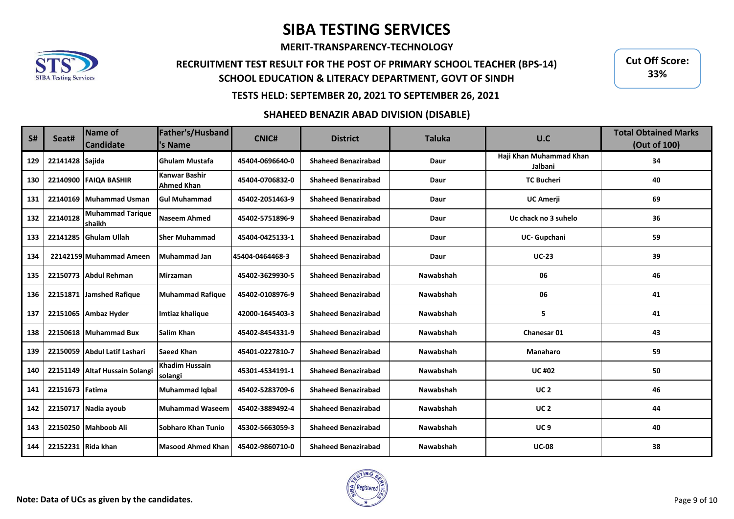# SIBA TESTING SERVICES

**MERIT-TRANSPARENCY-TECHNOLOGY**

**RECRUITMENT TEST RESULT FOR THE POST OF PRIMARY SCHOOL TEACHER (BPS-14)**
**SCHOOL EDUCATION & LITERACY DEPARTMENT, GOVT OF SINDH**

**Cut Off Score: 33%**

**TESTS HELD: SEPTEMBER 20, 2021 TO SEPTEMBER 26, 2021**

**SHAHEED BENAZIR ABAD DIVISION (DISABLE)**

| S# | Seat# | Name of Candidate | Father's/Husband's Name | CNIC# | District | Taluka | U.C | Total Obtained Marks (Out of 100) |
|---|---|---|---|---|---|---|---|---|
| 129 | 22141428 | Sajida | Ghulam Mustafa | 45404-0696640-0 | Shaheed Benazirabad | Daur | Haji Khan Muhammad Khan Jalbani | 34 |
| 130 | 22140900 | FAIQA BASHIR | Kanwar Bashir Ahmed Khan | 45404-0706832-0 | Shaheed Benazirabad | Daur | TC Bucheri | 40 |
| 131 | 22140169 | Muhammad Usman | Gul Muhammad | 45402-2051463-9 | Shaheed Benazirabad | Daur | UC Amerji | 69 |
| 132 | 22140128 | Muhammad Tarique shaikh | Naseem Ahmed | 45402-5751896-9 | Shaheed Benazirabad | Daur | Uc chack no 3 suhelo | 36 |
| 133 | 22141285 | Ghulam Ullah | Sher Muhammad | 45404-0425133-1 | Shaheed Benazirabad | Daur | UC- Gupchani | 59 |
| 134 | 22142159 | Muhammad Ameen | Muhammad Jan | 45404-0464468-3 | Shaheed Benazirabad | Daur | UC-23 | 39 |
| 135 | 22150773 | Abdul Rehman | Mirzaman | 45402-3629930-5 | Shaheed Benazirabad | Nawabshah | 06 | 46 |
| 136 | 22151871 | Jamshed Rafique | Muhammad Rafique | 45402-0108976-9 | Shaheed Benazirabad | Nawabshah | 06 | 41 |
| 137 | 22151065 | Ambaz Hyder | Imtiaz khalique | 42000-1645403-3 | Shaheed Benazirabad | Nawabshah | 5 | 41 |
| 138 | 22150618 | Muhammad Bux | Salim Khan | 45402-8454331-9 | Shaheed Benazirabad | Nawabshah | Chanesar 01 | 43 |
| 139 | 22150059 | Abdul Latif Lashari | Saeed Khan | 45401-0227810-7 | Shaheed Benazirabad | Nawabshah | Manaharo | 59 |
| 140 | 22151149 | Altaf Hussain Solangi | Khadim Hussain solangi | 45301-4534191-1 | Shaheed Benazirabad | Nawabshah | UC #02 | 50 |
| 141 | 22151673 | Fatima | Muhammad Iqbal | 45402-5283709-6 | Shaheed Benazirabad | Nawabshah | UC 2 | 46 |
| 142 | 22150717 | Nadia ayoub | Muhammad Waseem | 45402-3889492-4 | Shaheed Benazirabad | Nawabshah | UC 2 | 44 |
| 143 | 22150250 | Mahboob Ali | Sobharo Khan Tunio | 45302-5663059-3 | Shaheed Benazirabad | Nawabshah | UC 9 | 40 |
| 144 | 22152231 | Rida khan | Masood Ahmed Khan | 45402-9860710-0 | Shaheed Benazirabad | Nawabshah | UC-08 | 38 |

**Note: Data of UCs as given by the candidates.**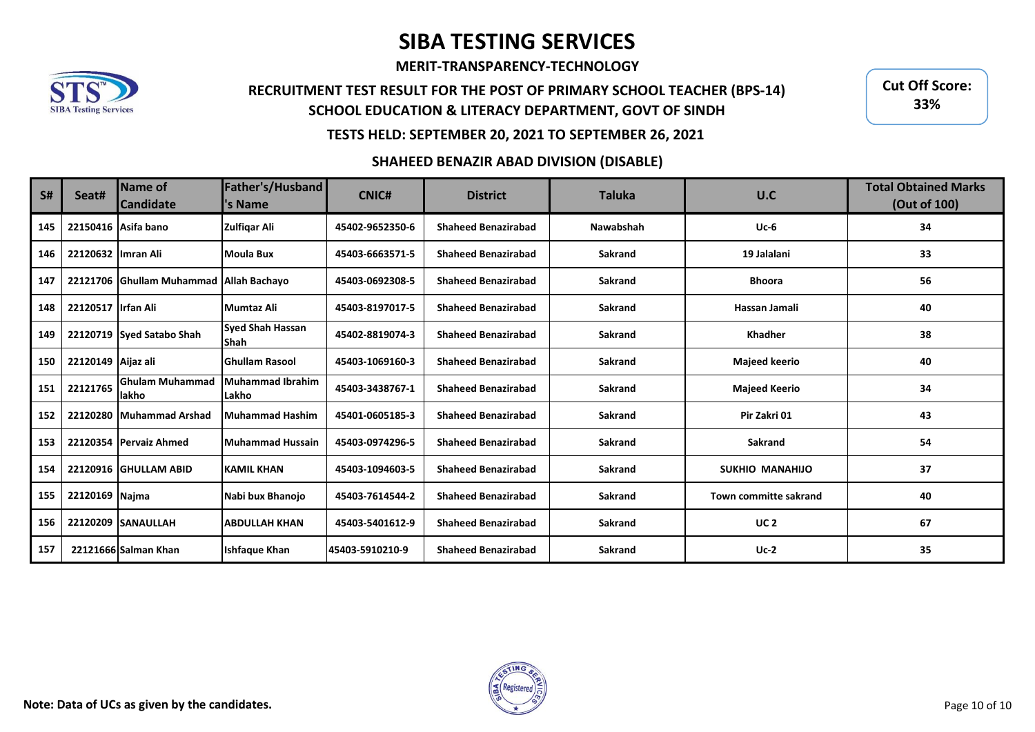# SIBA TESTING SERVICES

**MERIT-TRANSPARENCY-TECHNOLOGY**

**RECRUITMENT TEST RESULT FOR THE POST OF PRIMARY SCHOOL TEACHER (BPS-14)**

**SCHOOL EDUCATION & LITERACY DEPARTMENT, GOVT OF SINDH**

**Cut Off Score: 33%**

**TESTS HELD: SEPTEMBER 20, 2021 TO SEPTEMBER 26, 2021**

**SHAHEED BENAZIR ABAD DIVISION (DISABLE)**

| S# | Seat# | Name of Candidate | Father's/Husband's Name | CNIC# | District | Taluka | U.C | Total Obtained Marks (Out of 100) |
|---|---|---|---|---|---|---|---|---|
| 145 | 22150416 | Asifa bano | Zulfiqar Ali | 45402-9652350-6 | Shaheed Benazirabad | Nawabshah | Uc-6 | 34 |
| 146 | 22120632 | Imran Ali | Moula Bux | 45403-6663571-5 | Shaheed Benazirabad | Sakrand | 19 Jalalani | 33 |
| 147 | 22121706 | Ghullam Muhammad | Allah Bachayo | 45403-0692308-5 | Shaheed Benazirabad | Sakrand | Bhoora | 56 |
| 148 | 22120517 | Irfan Ali | Mumtaz Ali | 45403-8197017-5 | Shaheed Benazirabad | Sakrand | Hassan Jamali | 40 |
| 149 | 22120719 | Syed Satabo Shah | Syed Shah Hassan Shah | 45402-8819074-3 | Shaheed Benazirabad | Sakrand | Khadher | 38 |
| 150 | 22120149 | Aijaz ali | Ghullam Rasool | 45403-1069160-3 | Shaheed Benazirabad | Sakrand | Majeed keerio | 40 |
| 151 | 22121765 | Ghulam Muhammad lakho | Muhammad Ibrahim Lakho | 45403-3438767-1 | Shaheed Benazirabad | Sakrand | Majeed Keerio | 34 |
| 152 | 22120280 | Muhammad Arshad | Muhammad Hashim | 45401-0605185-3 | Shaheed Benazirabad | Sakrand | Pir Zakri 01 | 43 |
| 153 | 22120354 | Pervaiz Ahmed | Muhammad Hussain | 45403-0974296-5 | Shaheed Benazirabad | Sakrand | Sakrand | 54 |
| 154 | 22120916 | GHULLAM ABID | KAMIL KHAN | 45403-1094603-5 | Shaheed Benazirabad | Sakrand | SUKHIO MANAHIJO | 37 |
| 155 | 22120169 | Najma | Nabi bux Bhanojo | 45403-7614544-2 | Shaheed Benazirabad | Sakrand | Town committe sakrand | 40 |
| 156 | 22120209 | SANAULLAH | ABDULLAH KHAN | 45403-5401612-9 | Shaheed Benazirabad | Sakrand | UC 2 | 67 |
| 157 | 22121666 | Salman Khan | Ishfaque Khan | 45403-5910210-9 | Shaheed Benazirabad | Sakrand | Uc-2 | 35 |

**Note: Data of UCs as given by the candidates.**